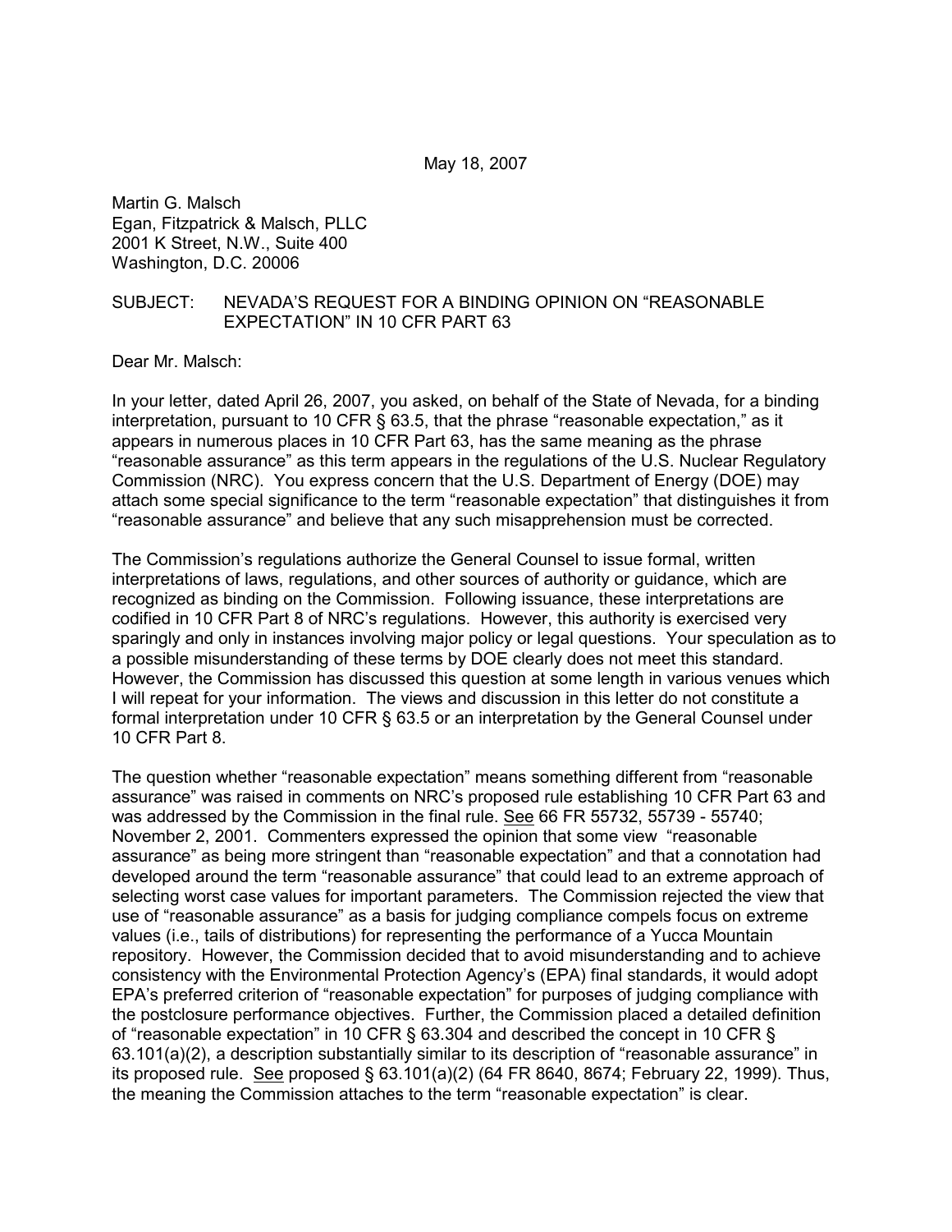May 18, 2007

Martin G. Malsch
Egan, Fitzpatrick & Malsch, PLLC
2001 K Street, N.W., Suite 400
Washington, D.C. 20006

SUBJECT: NEVADA'S REQUEST FOR A BINDING OPINION ON "REASONABLE EXPECTATION" IN 10 CFR PART 63

Dear Mr. Malsch:

In your letter, dated April 26, 2007, you asked, on behalf of the State of Nevada, for a binding interpretation, pursuant to 10 CFR § 63.5, that the phrase "reasonable expectation," as it appears in numerous places in 10 CFR Part 63, has the same meaning as the phrase "reasonable assurance" as this term appears in the regulations of the U.S. Nuclear Regulatory Commission (NRC). You express concern that the U.S. Department of Energy (DOE) may attach some special significance to the term "reasonable expectation" that distinguishes it from "reasonable assurance" and believe that any such misapprehension must be corrected.

The Commission's regulations authorize the General Counsel to issue formal, written interpretations of laws, regulations, and other sources of authority or guidance, which are recognized as binding on the Commission. Following issuance, these interpretations are codified in 10 CFR Part 8 of NRC's regulations. However, this authority is exercised very sparingly and only in instances involving major policy or legal questions. Your speculation as to a possible misunderstanding of these terms by DOE clearly does not meet this standard. However, the Commission has discussed this question at some length in various venues which I will repeat for your information. The views and discussion in this letter do not constitute a formal interpretation under 10 CFR § 63.5 or an interpretation by the General Counsel under 10 CFR Part 8.

The question whether "reasonable expectation" means something different from "reasonable assurance" was raised in comments on NRC's proposed rule establishing 10 CFR Part 63 and was addressed by the Commission in the final rule. See 66 FR 55732, 55739 - 55740; November 2, 2001. Commenters expressed the opinion that some view "reasonable assurance" as being more stringent than "reasonable expectation" and that a connotation had developed around the term "reasonable assurance" that could lead to an extreme approach of selecting worst case values for important parameters. The Commission rejected the view that use of "reasonable assurance" as a basis for judging compliance compels focus on extreme values (i.e., tails of distributions) for representing the performance of a Yucca Mountain repository. However, the Commission decided that to avoid misunderstanding and to achieve consistency with the Environmental Protection Agency's (EPA) final standards, it would adopt EPA's preferred criterion of "reasonable expectation" for purposes of judging compliance with the postclosure performance objectives. Further, the Commission placed a detailed definition of "reasonable expectation" in 10 CFR § 63.304 and described the concept in 10 CFR § 63.101(a)(2), a description substantially similar to its description of "reasonable assurance" in its proposed rule. See proposed § 63.101(a)(2) (64 FR 8640, 8674; February 22, 1999). Thus, the meaning the Commission attaches to the term "reasonable expectation" is clear.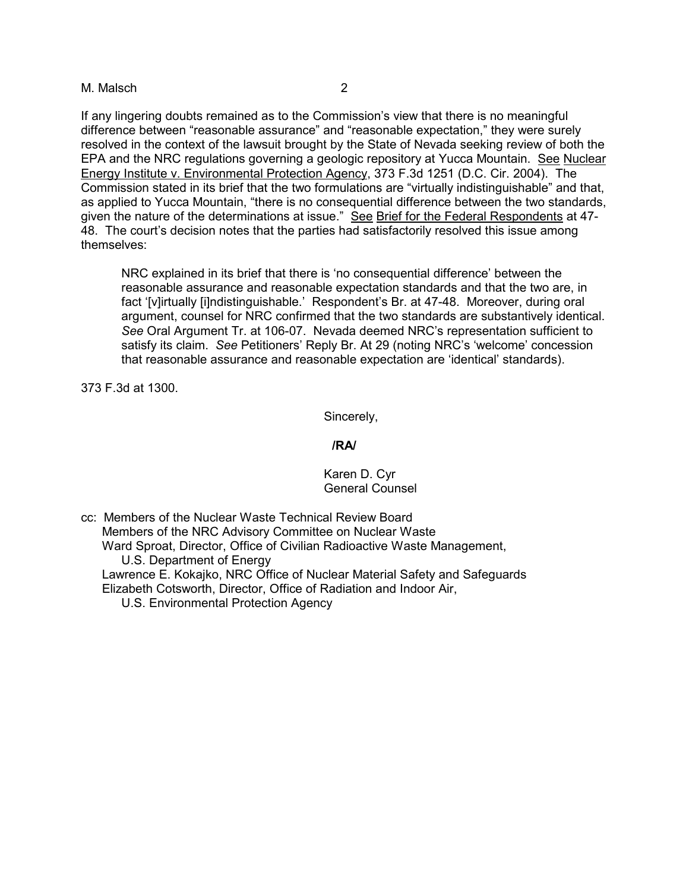If any lingering doubts remained as to the Commission's view that there is no meaningful difference between "reasonable assurance" and "reasonable expectation," they were surely resolved in the context of the lawsuit brought by the State of Nevada seeking review of both the EPA and the NRC regulations governing a geologic repository at Yucca Mountain. See Nuclear Energy Institute v. Environmental Protection Agency, 373 F.3d 1251 (D.C. Cir. 2004). The Commission stated in its brief that the two formulations are "virtually indistinguishable" and that, as applied to Yucca Mountain, "there is no consequential difference between the two standards, given the nature of the determinations at issue." See Brief for the Federal Respondents at 47-48. The court's decision notes that the parties had satisfactorily resolved this issue among themselves:

> NRC explained in its brief that there is 'no consequential difference' between the reasonable assurance and reasonable expectation standards and that the two are, in fact '[v]irtually [i]ndistinguishable.' Respondent's Br. at 47-48. Moreover, during oral argument, counsel for NRC confirmed that the two standards are substantively identical. *See* Oral Argument Tr. at 106-07. Nevada deemed NRC's representation sufficient to satisfy its claim. *See* Petitioners' Reply Br. At 29 (noting NRC's 'welcome' concession that reasonable assurance and reasonable expectation are 'identical' standards).

373 F.3d at 1300.

Sincerely,

**/RA/**

Karen D. Cyr
General Counsel

cc: Members of the Nuclear Waste Technical Review Board
Members of the NRC Advisory Committee on Nuclear Waste
Ward Sproat, Director, Office of Civilian Radioactive Waste Management, U.S. Department of Energy
Lawrence E. Kokajko, NRC Office of Nuclear Material Safety and Safeguards
Elizabeth Cotsworth, Director, Office of Radiation and Indoor Air, U.S. Environmental Protection Agency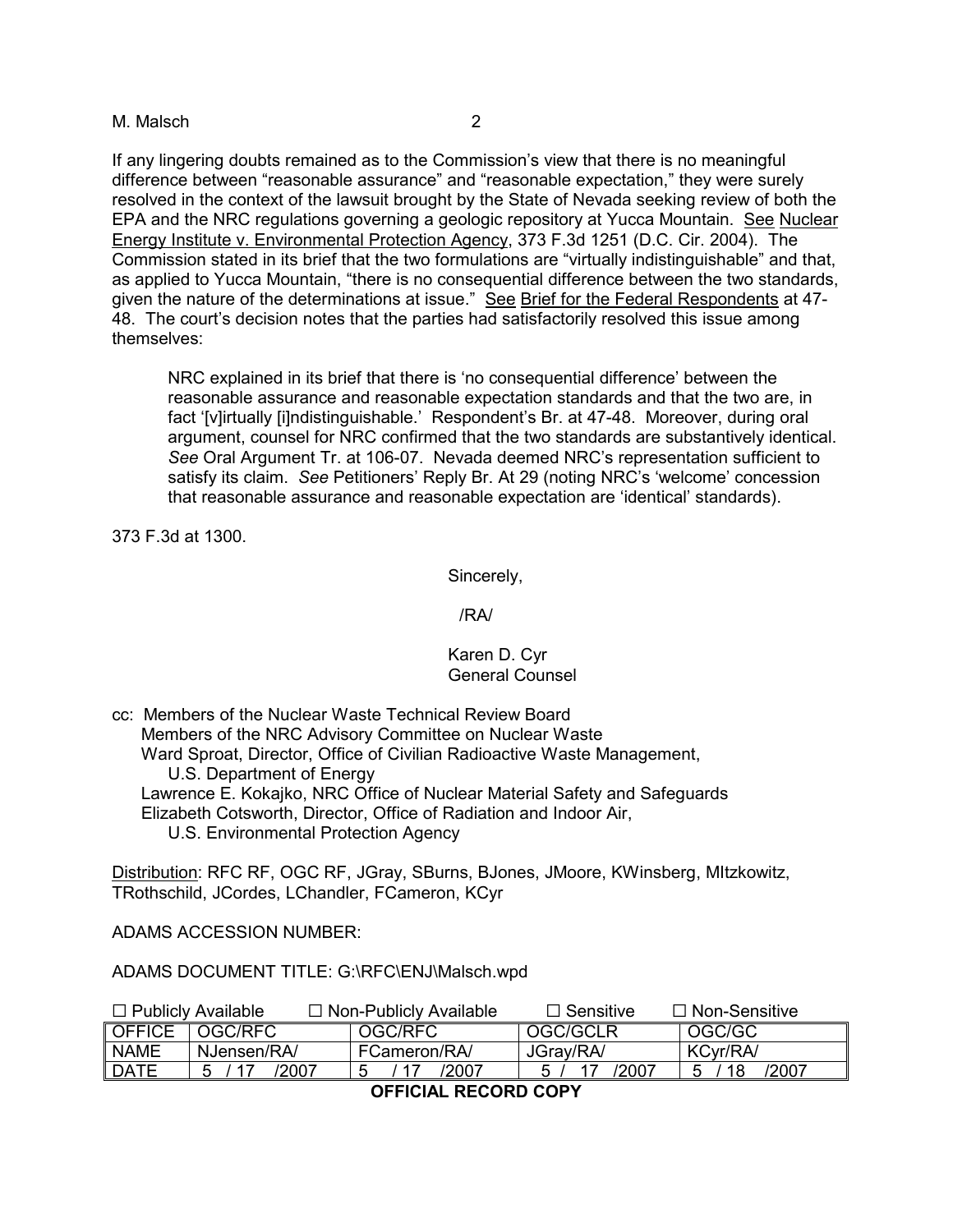If any lingering doubts remained as to the Commission's view that there is no meaningful difference between "reasonable assurance" and "reasonable expectation," they were surely resolved in the context of the lawsuit brought by the State of Nevada seeking review of both the EPA and the NRC regulations governing a geologic repository at Yucca Mountain. See Nuclear Energy Institute v. Environmental Protection Agency, 373 F.3d 1251 (D.C. Cir. 2004). The Commission stated in its brief that the two formulations are "virtually indistinguishable" and that, as applied to Yucca Mountain, "there is no consequential difference between the two standards, given the nature of the determinations at issue." See Brief for the Federal Respondents at 47-48. The court's decision notes that the parties had satisfactorily resolved this issue among themselves:

> NRC explained in its brief that there is 'no consequential difference' between the reasonable assurance and reasonable expectation standards and that the two are, in fact '[v]irtually [i]ndistinguishable.' Respondent's Br. at 47-48. Moreover, during oral argument, counsel for NRC confirmed that the two standards are substantively identical. *See* Oral Argument Tr. at 106-07. Nevada deemed NRC's representation sufficient to satisfy its claim. *See* Petitioners' Reply Br. At 29 (noting NRC's 'welcome' concession that reasonable assurance and reasonable expectation are 'identical' standards).

373 F.3d at 1300.

Sincerely,

/RA/

Karen D. Cyr
General Counsel

cc: Members of the Nuclear Waste Technical Review Board
Members of the NRC Advisory Committee on Nuclear Waste
Ward Sproat, Director, Office of Civilian Radioactive Waste Management, U.S. Department of Energy
Lawrence E. Kokajko, NRC Office of Nuclear Material Safety and Safeguards
Elizabeth Cotsworth, Director, Office of Radiation and Indoor Air, U.S. Environmental Protection Agency

Distribution: RFC RF, OGC RF, JGray, SBurns, BJones, JMoore, KWinsberg, MItzkowitz, TRothschild, JCordes, LChandler, FCameron, KCyr

ADAMS ACCESSION NUMBER:

ADAMS DOCUMENT TITLE: G:\RFC\ENJ\Malsch.wpd

☐ Publicly Available ☐ Non-Publicly Available ☐ Sensitive ☐ Non-Sensitive

| OFFICE | OGC/RFC | OGC/RFC | OGC/GCLR | OGC/GC |
|---|---|---|---|---|
| NAME | NJensen/RA/ | FCameron/RA/ | JGray/RA/ | KCyr/RA/ |
| DATE | 5 / 17 /2007 | 5 / 17 /2007 | 5 / 17 /2007 | 5 / 18 /2007 |

**OFFICIAL RECORD COPY**